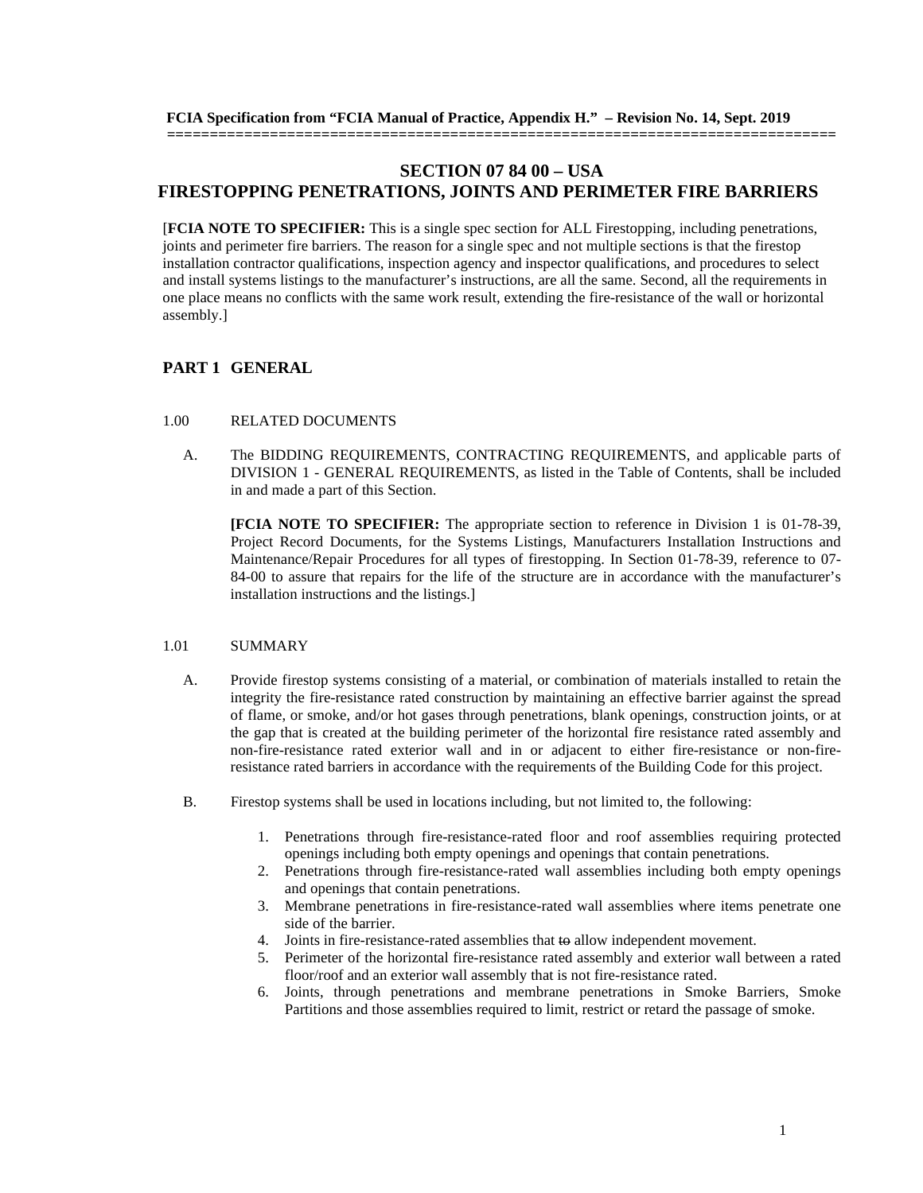**FCIA Specification from "FCIA Manual of Practice, Appendix H." – Revision No. 14, Sept. 2019**

==========================================================================

# SECTION 07 84 00 – USA
# FIRESTOPPING PENETRATIONS, JOINTS AND PERIMETER FIRE BARRIERS

[**FCIA NOTE TO SPECIFIER:** This is a single spec section for ALL Firestopping, including penetrations, joints and perimeter fire barriers. The reason for a single spec and not multiple sections is that the firestop installation contractor qualifications, inspection agency and inspector qualifications, and procedures to select and install systems listings to the manufacturer's instructions, are all the same. Second, all the requirements in one place means no conflicts with the same work result, extending the fire-resistance of the wall or horizontal assembly.]

## PART 1 GENERAL

### 1.00 RELATED DOCUMENTS

A. The BIDDING REQUIREMENTS, CONTRACTING REQUIREMENTS, and applicable parts of DIVISION 1 - GENERAL REQUIREMENTS, as listed in the Table of Contents, shall be included in and made a part of this Section.

**[FCIA NOTE TO SPECIFIER:** The appropriate section to reference in Division 1 is 01-78-39, Project Record Documents, for the Systems Listings, Manufacturers Installation Instructions and Maintenance/Repair Procedures for all types of firestopping. In Section 01-78-39, reference to 07-84-00 to assure that repairs for the life of the structure are in accordance with the manufacturer's installation instructions and the listings.]

### 1.01 SUMMARY

A. Provide firestop systems consisting of a material, or combination of materials installed to retain the integrity the fire-resistance rated construction by maintaining an effective barrier against the spread of flame, or smoke, and/or hot gases through penetrations, blank openings, construction joints, or at the gap that is created at the building perimeter of the horizontal fire resistance rated assembly and non-fire-resistance rated exterior wall and in or adjacent to either fire-resistance or non-fire-resistance rated barriers in accordance with the requirements of the Building Code for this project.

B. Firestop systems shall be used in locations including, but not limited to, the following:

1. Penetrations through fire-resistance-rated floor and roof assemblies requiring protected openings including both empty openings and openings that contain penetrations.
2. Penetrations through fire-resistance-rated wall assemblies including both empty openings and openings that contain penetrations.
3. Membrane penetrations in fire-resistance-rated wall assemblies where items penetrate one side of the barrier.
4. Joints in fire-resistance-rated assemblies that ~~to~~ allow independent movement.
5. Perimeter of the horizontal fire-resistance rated assembly and exterior wall between a rated floor/roof and an exterior wall assembly that is not fire-resistance rated.
6. Joints, through penetrations and membrane penetrations in Smoke Barriers, Smoke Partitions and those assemblies required to limit, restrict or retard the passage of smoke.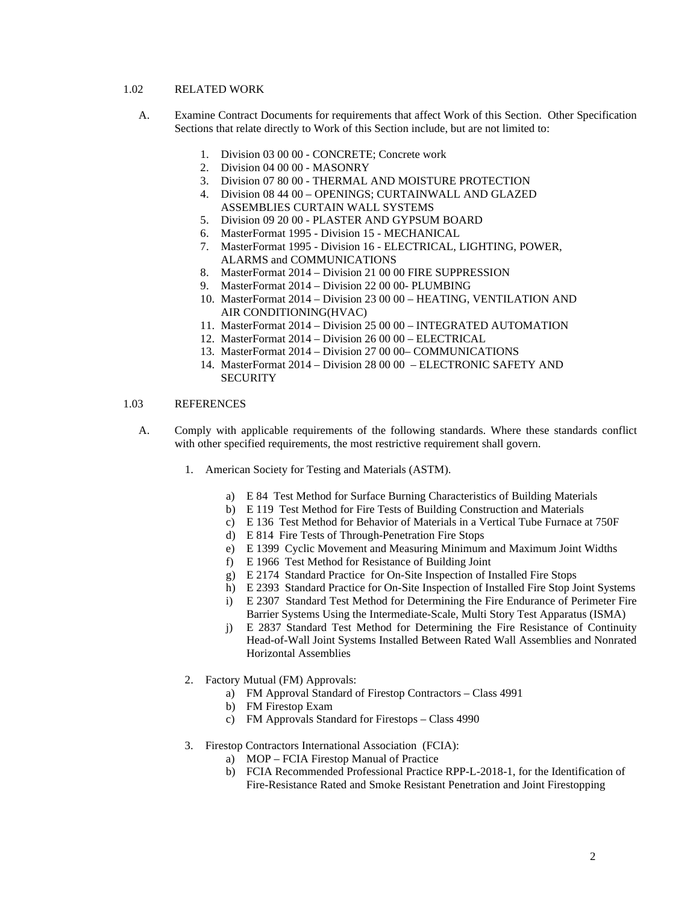1.02 RELATED WORK

A. Examine Contract Documents for requirements that affect Work of this Section. Other Specification Sections that relate directly to Work of this Section include, but are not limited to:

1. Division 03 00 00 - CONCRETE; Concrete work
2. Division 04 00 00 - MASONRY
3. Division 07 80 00 - THERMAL AND MOISTURE PROTECTION
4. Division 08 44 00 – OPENINGS; CURTAINWALL AND GLAZED ASSEMBLIES CURTAIN WALL SYSTEMS
5. Division 09 20 00 - PLASTER AND GYPSUM BOARD
6. MasterFormat 1995 - Division 15 - MECHANICAL
7. MasterFormat 1995 - Division 16 - ELECTRICAL, LIGHTING, POWER, ALARMS and COMMUNICATIONS
8. MasterFormat 2014 – Division 21 00 00 FIRE SUPPRESSION
9. MasterFormat 2014 – Division 22 00 00- PLUMBING
10. MasterFormat 2014 – Division 23 00 00 – HEATING, VENTILATION AND AIR CONDITIONING(HVAC)
11. MasterFormat 2014 – Division 25 00 00 – INTEGRATED AUTOMATION
12. MasterFormat 2014 – Division 26 00 00 – ELECTRICAL
13. MasterFormat 2014 – Division 27 00 00– COMMUNICATIONS
14. MasterFormat 2014 – Division 28 00 00 – ELECTRONIC SAFETY AND SECURITY

1.03 REFERENCES

A. Comply with applicable requirements of the following standards. Where these standards conflict with other specified requirements, the most restrictive requirement shall govern.

1. American Society for Testing and Materials (ASTM).

   a) E 84 Test Method for Surface Burning Characteristics of Building Materials
   b) E 119 Test Method for Fire Tests of Building Construction and Materials
   c) E 136 Test Method for Behavior of Materials in a Vertical Tube Furnace at 750F
   d) E 814 Fire Tests of Through-Penetration Fire Stops
   e) E 1399 Cyclic Movement and Measuring Minimum and Maximum Joint Widths
   f) E 1966 Test Method for Resistance of Building Joint
   g) E 2174 Standard Practice for On-Site Inspection of Installed Fire Stops
   h) E 2393 Standard Practice for On-Site Inspection of Installed Fire Stop Joint Systems
   i) E 2307 Standard Test Method for Determining the Fire Endurance of Perimeter Fire Barrier Systems Using the Intermediate-Scale, Multi Story Test Apparatus (ISMA)
   j) E 2837 Standard Test Method for Determining the Fire Resistance of Continuity Head-of-Wall Joint Systems Installed Between Rated Wall Assemblies and Nonrated Horizontal Assemblies

2. Factory Mutual (FM) Approvals:
   a) FM Approval Standard of Firestop Contractors – Class 4991
   b) FM Firestop Exam
   c) FM Approvals Standard for Firestops – Class 4990

3. Firestop Contractors International Association (FCIA):
   a) MOP – FCIA Firestop Manual of Practice
   b) FCIA Recommended Professional Practice RPP-L-2018-1, for the Identification of Fire-Resistance Rated and Smoke Resistant Penetration and Joint Firestopping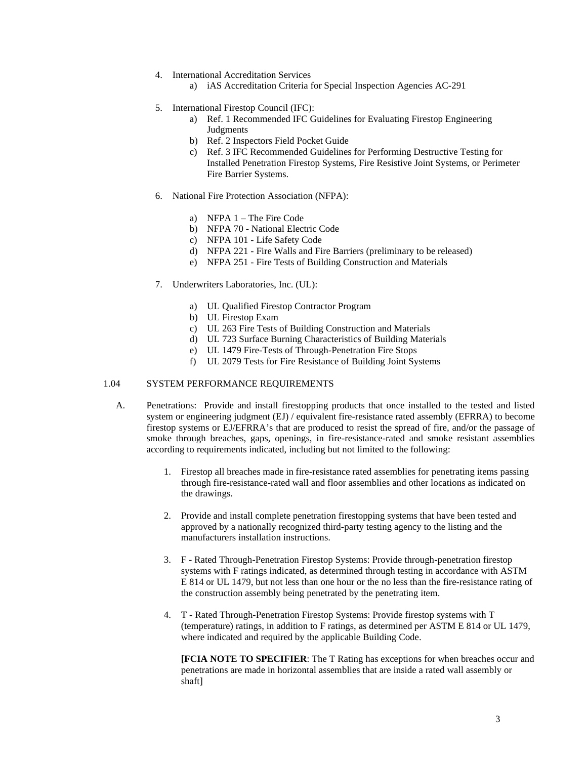4. International Accreditation Services
    a) iAS Accreditation Criteria for Special Inspection Agencies AC-291

5. International Firestop Council (IFC):
    a) Ref. 1 Recommended IFC Guidelines for Evaluating Firestop Engineering Judgments
    b) Ref. 2 Inspectors Field Pocket Guide
    c) Ref. 3 IFC Recommended Guidelines for Performing Destructive Testing for Installed Penetration Firestop Systems, Fire Resistive Joint Systems, or Perimeter Fire Barrier Systems.

6. National Fire Protection Association (NFPA):
    a) NFPA 1 – The Fire Code
    b) NFPA 70 - National Electric Code
    c) NFPA 101 - Life Safety Code
    d) NFPA 221 - Fire Walls and Fire Barriers (preliminary to be released)
    e) NFPA 251 - Fire Tests of Building Construction and Materials

7. Underwriters Laboratories, Inc. (UL):
    a) UL Qualified Firestop Contractor Program
    b) UL Firestop Exam
    c) UL 263 Fire Tests of Building Construction and Materials
    d) UL 723 Surface Burning Characteristics of Building Materials
    e) UL 1479 Fire-Tests of Through-Penetration Fire Stops
    f) UL 2079 Tests for Fire Resistance of Building Joint Systems

## 1.04 SYSTEM PERFORMANCE REQUIREMENTS

A. Penetrations: Provide and install firestopping products that once installed to the tested and listed system or engineering judgment (EJ) / equivalent fire-resistance rated assembly (EFRRA) to become firestop systems or EJ/EFRRA's that are produced to resist the spread of fire, and/or the passage of smoke through breaches, gaps, openings, in fire-resistance-rated and smoke resistant assemblies according to requirements indicated, including but not limited to the following:

1. Firestop all breaches made in fire-resistance rated assemblies for penetrating items passing through fire-resistance-rated wall and floor assemblies and other locations as indicated on the drawings.

2. Provide and install complete penetration firestopping systems that have been tested and approved by a nationally recognized third-party testing agency to the listing and the manufacturers installation instructions.

3. F - Rated Through-Penetration Firestop Systems: Provide through-penetration firestop systems with F ratings indicated, as determined through testing in accordance with ASTM E 814 or UL 1479, but not less than one hour or the no less than the fire-resistance rating of the construction assembly being penetrated by the penetrating item.

4. T - Rated Through-Penetration Firestop Systems: Provide firestop systems with T (temperature) ratings, in addition to F ratings, as determined per ASTM E 814 or UL 1479, where indicated and required by the applicable Building Code.

   **[FCIA NOTE TO SPECIFIER**: The T Rating has exceptions for when breaches occur and penetrations are made in horizontal assemblies that are inside a rated wall assembly or shaft]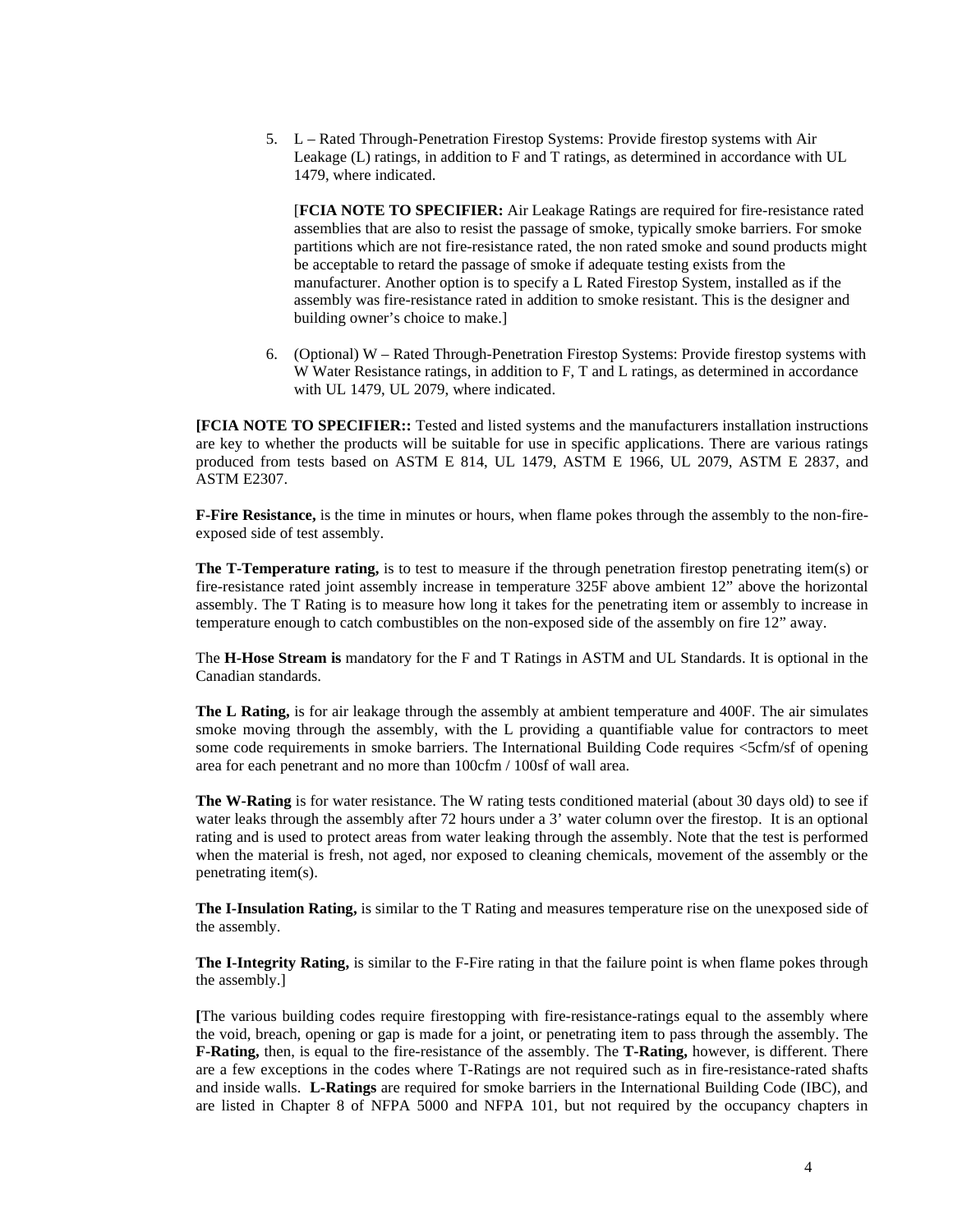5. L – Rated Through-Penetration Firestop Systems: Provide firestop systems with Air Leakage (L) ratings, in addition to F and T ratings, as determined in accordance with UL 1479, where indicated.

   [**FCIA NOTE TO SPECIFIER:** Air Leakage Ratings are required for fire-resistance rated assemblies that are also to resist the passage of smoke, typically smoke barriers. For smoke partitions which are not fire-resistance rated, the non rated smoke and sound products might be acceptable to retard the passage of smoke if adequate testing exists from the manufacturer. Another option is to specify a L Rated Firestop System, installed as if the assembly was fire-resistance rated in addition to smoke resistant. This is the designer and building owner's choice to make.]

6. (Optional) W – Rated Through-Penetration Firestop Systems: Provide firestop systems with W Water Resistance ratings, in addition to F, T and L ratings, as determined in accordance with UL 1479, UL 2079, where indicated.

**[FCIA NOTE TO SPECIFIER::** Tested and listed systems and the manufacturers installation instructions are key to whether the products will be suitable for use in specific applications. There are various ratings produced from tests based on ASTM E 814, UL 1479, ASTM E 1966, UL 2079, ASTM E 2837, and ASTM E2307.

**F-Fire Resistance,** is the time in minutes or hours, when flame pokes through the assembly to the non-fire-exposed side of test assembly.

**The T-Temperature rating,** is to test to measure if the through penetration firestop penetrating item(s) or fire-resistance rated joint assembly increase in temperature 325F above ambient 12" above the horizontal assembly. The T Rating is to measure how long it takes for the penetrating item or assembly to increase in temperature enough to catch combustibles on the non-exposed side of the assembly on fire 12" away.

The **H-Hose Stream is** mandatory for the F and T Ratings in ASTM and UL Standards. It is optional in the Canadian standards.

**The L Rating,** is for air leakage through the assembly at ambient temperature and 400F. The air simulates smoke moving through the assembly, with the L providing a quantifiable value for contractors to meet some code requirements in smoke barriers. The International Building Code requires <5cfm/sf of opening area for each penetrant and no more than 100cfm / 100sf of wall area.

**The W-Rating** is for water resistance. The W rating tests conditioned material (about 30 days old) to see if water leaks through the assembly after 72 hours under a 3' water column over the firestop. It is an optional rating and is used to protect areas from water leaking through the assembly. Note that the test is performed when the material is fresh, not aged, nor exposed to cleaning chemicals, movement of the assembly or the penetrating item(s).

**The I-Insulation Rating,** is similar to the T Rating and measures temperature rise on the unexposed side of the assembly.

**The I-Integrity Rating,** is similar to the F-Fire rating in that the failure point is when flame pokes through the assembly.]

**[**The various building codes require firestopping with fire-resistance-ratings equal to the assembly where the void, breach, opening or gap is made for a joint, or penetrating item to pass through the assembly. The **F-Rating,** then, is equal to the fire-resistance of the assembly. The **T-Rating,** however, is different. There are a few exceptions in the codes where T-Ratings are not required such as in fire-resistance-rated shafts and inside walls. **L-Ratings** are required for smoke barriers in the International Building Code (IBC), and are listed in Chapter 8 of NFPA 5000 and NFPA 101, but not required by the occupancy chapters in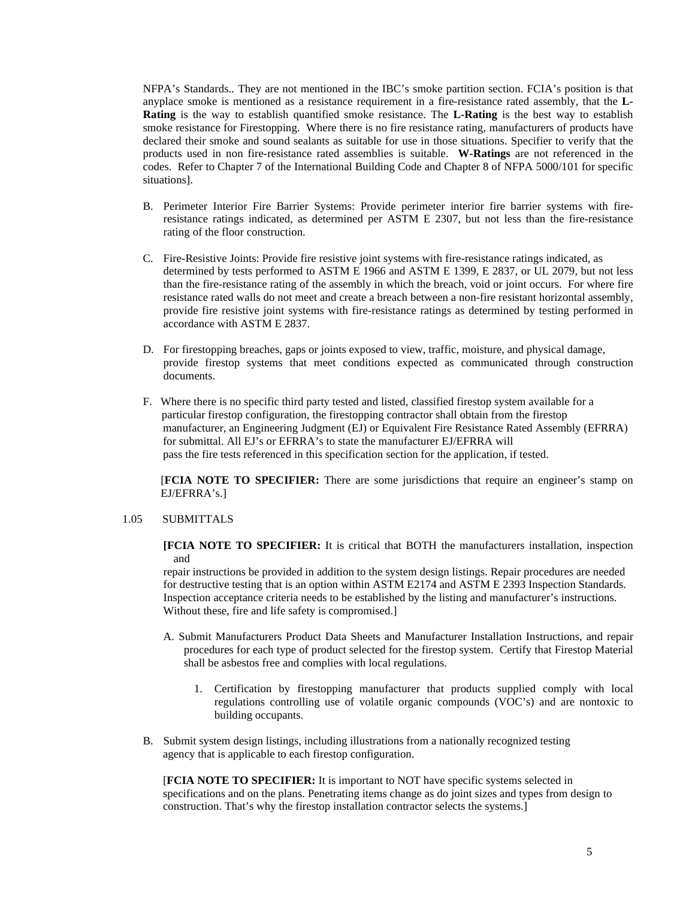NFPA's Standards.. They are not mentioned in the IBC's smoke partition section. FCIA's position is that anyplace smoke is mentioned as a resistance requirement in a fire-resistance rated assembly, that the **L-Rating** is the way to establish quantified smoke resistance. The **L-Rating** is the best way to establish smoke resistance for Firestopping. Where there is no fire resistance rating, manufacturers of products have declared their smoke and sound sealants as suitable for use in those situations. Specifier to verify that the products used in non fire-resistance rated assemblies is suitable. **W-Ratings** are not referenced in the codes. Refer to Chapter 7 of the International Building Code and Chapter 8 of NFPA 5000/101 for specific situations].

B. Perimeter Interior Fire Barrier Systems: Provide perimeter interior fire barrier systems with fire-resistance ratings indicated, as determined per ASTM E 2307, but not less than the fire-resistance rating of the floor construction.

C. Fire-Resistive Joints: Provide fire resistive joint systems with fire-resistance ratings indicated, as determined by tests performed to ASTM E 1966 and ASTM E 1399, E 2837, or UL 2079, but not less than the fire-resistance rating of the assembly in which the breach, void or joint occurs. For where fire resistance rated walls do not meet and create a breach between a non-fire resistant horizontal assembly, provide fire resistive joint systems with fire-resistance ratings as determined by testing performed in accordance with ASTM E 2837.

D. For firestopping breaches, gaps or joints exposed to view, traffic, moisture, and physical damage, provide firestop systems that meet conditions expected as communicated through construction documents.

F. Where there is no specific third party tested and listed, classified firestop system available for a particular firestop configuration, the firestopping contractor shall obtain from the firestop manufacturer, an Engineering Judgment (EJ) or Equivalent Fire Resistance Rated Assembly (EFRRA) for submittal. All EJ's or EFRRA's to state the manufacturer EJ/EFRRA will pass the fire tests referenced in this specification section for the application, if tested.

[**FCIA NOTE TO SPECIFIER:** There are some jurisdictions that require an engineer's stamp on EJ/EFRRA's.]

1.05 SUBMITTALS

**[FCIA NOTE TO SPECIFIER:** It is critical that BOTH the manufacturers installation, inspection and repair instructions be provided in addition to the system design listings. Repair procedures are needed for destructive testing that is an option within ASTM E2174 and ASTM E 2393 Inspection Standards. Inspection acceptance criteria needs to be established by the listing and manufacturer's instructions. Without these, fire and life safety is compromised.]

A. Submit Manufacturers Product Data Sheets and Manufacturer Installation Instructions, and repair procedures for each type of product selected for the firestop system. Certify that Firestop Material shall be asbestos free and complies with local regulations.

1. Certification by firestopping manufacturer that products supplied comply with local regulations controlling use of volatile organic compounds (VOC's) and are nontoxic to building occupants.

B. Submit system design listings, including illustrations from a nationally recognized testing agency that is applicable to each firestop configuration.

[**FCIA NOTE TO SPECIFIER:** It is important to NOT have specific systems selected in specifications and on the plans. Penetrating items change as do joint sizes and types from design to construction. That's why the firestop installation contractor selects the systems.]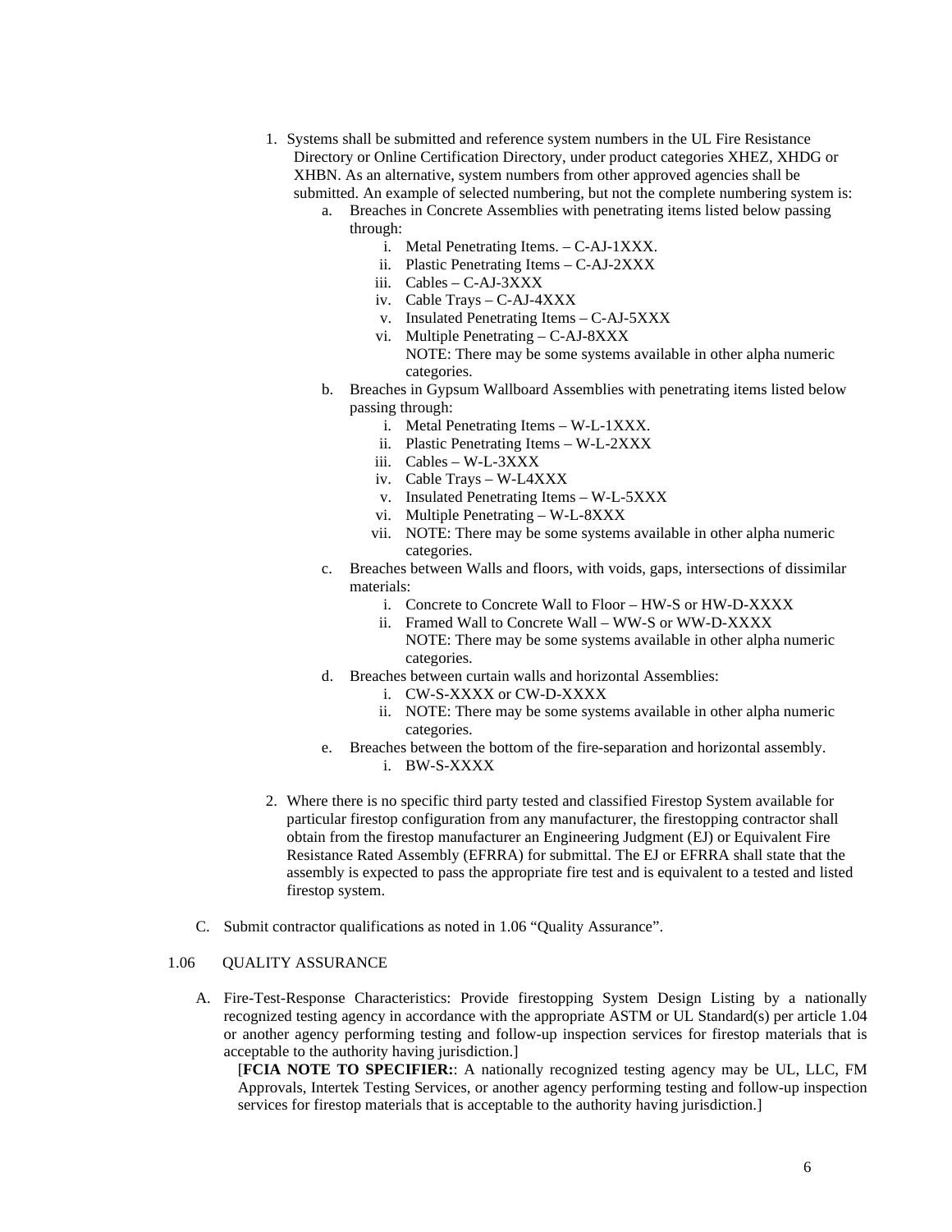1. Systems shall be submitted and reference system numbers in the UL Fire Resistance Directory or Online Certification Directory, under product categories XHEZ, XHDG or XHBN. As an alternative, system numbers from other approved agencies shall be submitted. An example of selected numbering, but not the complete numbering system is:
    a. Breaches in Concrete Assemblies with penetrating items listed below passing through:
        i. Metal Penetrating Items. – C-AJ-1XXX.
        ii. Plastic Penetrating Items – C-AJ-2XXX
        iii. Cables – C-AJ-3XXX
        iv. Cable Trays – C-AJ-4XXX
        v. Insulated Penetrating Items – C-AJ-5XXX
        vi. Multiple Penetrating – C-AJ-8XXX
        NOTE: There may be some systems available in other alpha numeric categories.
    b. Breaches in Gypsum Wallboard Assemblies with penetrating items listed below passing through:
        i. Metal Penetrating Items – W-L-1XXX.
        ii. Plastic Penetrating Items – W-L-2XXX
        iii. Cables – W-L-3XXX
        iv. Cable Trays – W-L4XXX
        v. Insulated Penetrating Items – W-L-5XXX
        vi. Multiple Penetrating – W-L-8XXX
        vii. NOTE: There may be some systems available in other alpha numeric categories.
    c. Breaches between Walls and floors, with voids, gaps, intersections of dissimilar materials:
        i. Concrete to Concrete Wall to Floor – HW-S or HW-D-XXXX
        ii. Framed Wall to Concrete Wall – WW-S or WW-D-XXXX
        NOTE: There may be some systems available in other alpha numeric categories.
    d. Breaches between curtain walls and horizontal Assemblies:
        i. CW-S-XXXX or CW-D-XXXX
        ii. NOTE: There may be some systems available in other alpha numeric categories.
    e. Breaches between the bottom of the fire-separation and horizontal assembly.
        i. BW-S-XXXX

2. Where there is no specific third party tested and classified Firestop System available for particular firestop configuration from any manufacturer, the firestopping contractor shall obtain from the firestop manufacturer an Engineering Judgment (EJ) or Equivalent Fire Resistance Rated Assembly (EFRRA) for submittal. The EJ or EFRRA shall state that the assembly is expected to pass the appropriate fire test and is equivalent to a tested and listed firestop system.

C. Submit contractor qualifications as noted in 1.06 "Quality Assurance".

## 1.06 QUALITY ASSURANCE

A. Fire-Test-Response Characteristics: Provide firestopping System Design Listing by a nationally recognized testing agency in accordance with the appropriate ASTM or UL Standard(s) per article 1.04 or another agency performing testing and follow-up inspection services for firestop materials that is acceptable to the authority having jurisdiction.]

[**FCIA NOTE TO SPECIFIER:**: A nationally recognized testing agency may be UL, LLC, FM Approvals, Intertek Testing Services, or another agency performing testing and follow-up inspection services for firestop materials that is acceptable to the authority having jurisdiction.]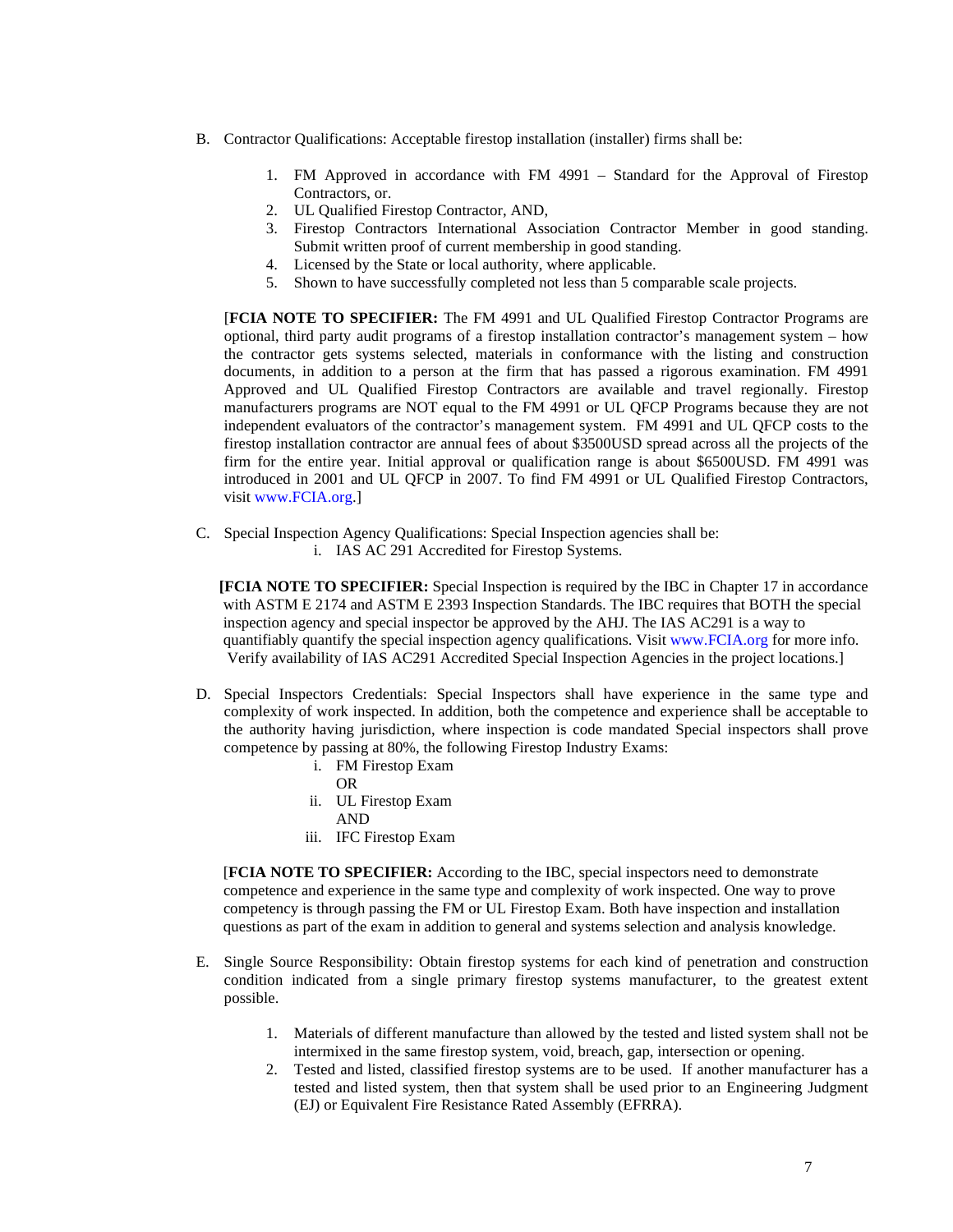B. Contractor Qualifications: Acceptable firestop installation (installer) firms shall be:

1. FM Approved in accordance with FM 4991 – Standard for the Approval of Firestop Contractors, or.
2. UL Qualified Firestop Contractor, AND,
3. Firestop Contractors International Association Contractor Member in good standing. Submit written proof of current membership in good standing.
4. Licensed by the State or local authority, where applicable.
5. Shown to have successfully completed not less than 5 comparable scale projects.

[**FCIA NOTE TO SPECIFIER:** The FM 4991 and UL Qualified Firestop Contractor Programs are optional, third party audit programs of a firestop installation contractor's management system – how the contractor gets systems selected, materials in conformance with the listing and construction documents, in addition to a person at the firm that has passed a rigorous examination. FM 4991 Approved and UL Qualified Firestop Contractors are available and travel regionally. Firestop manufacturers programs are NOT equal to the FM 4991 or UL QFCP Programs because they are not independent evaluators of the contractor's management system. FM 4991 and UL QFCP costs to the firestop installation contractor are annual fees of about $3500USD spread across all the projects of the firm for the entire year. Initial approval or qualification range is about $6500USD. FM 4991 was introduced in 2001 and UL QFCP in 2007. To find FM 4991 or UL Qualified Firestop Contractors, visit www.FCIA.org.]

C. Special Inspection Agency Qualifications: Special Inspection agencies shall be:
   i. IAS AC 291 Accredited for Firestop Systems.

[**FCIA NOTE TO SPECIFIER:** Special Inspection is required by the IBC in Chapter 17 in accordance with ASTM E 2174 and ASTM E 2393 Inspection Standards. The IBC requires that BOTH the special inspection agency and special inspector be approved by the AHJ. The IAS AC291 is a way to quantifiably quantify the special inspection agency qualifications. Visit www.FCIA.org for more info. Verify availability of IAS AC291 Accredited Special Inspection Agencies in the project locations.]

D. Special Inspectors Credentials: Special Inspectors shall have experience in the same type and complexity of work inspected. In addition, both the competence and experience shall be acceptable to the authority having jurisdiction, where inspection is code mandated Special inspectors shall prove competence by passing at 80%, the following Firestop Industry Exams:
   i. FM Firestop Exam
      OR
   ii. UL Firestop Exam
      AND
   iii. IFC Firestop Exam

[**FCIA NOTE TO SPECIFIER:** According to the IBC, special inspectors need to demonstrate competence and experience in the same type and complexity of work inspected. One way to prove competency is through passing the FM or UL Firestop Exam. Both have inspection and installation questions as part of the exam in addition to general and systems selection and analysis knowledge.

E. Single Source Responsibility: Obtain firestop systems for each kind of penetration and construction condition indicated from a single primary firestop systems manufacturer, to the greatest extent possible.

1. Materials of different manufacture than allowed by the tested and listed system shall not be intermixed in the same firestop system, void, breach, gap, intersection or opening.
2. Tested and listed, classified firestop systems are to be used. If another manufacturer has a tested and listed system, then that system shall be used prior to an Engineering Judgment (EJ) or Equivalent Fire Resistance Rated Assembly (EFRRA).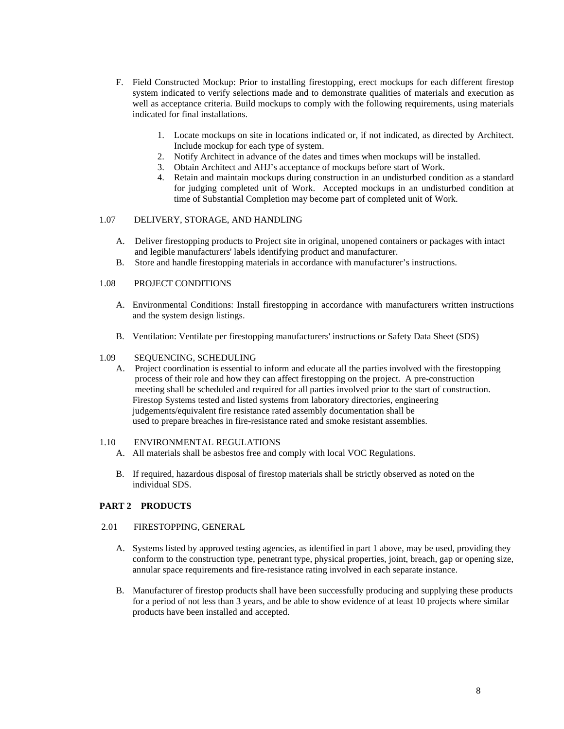F. Field Constructed Mockup: Prior to installing firestopping, erect mockups for each different firestop system indicated to verify selections made and to demonstrate qualities of materials and execution as well as acceptance criteria. Build mockups to comply with the following requirements, using materials indicated for final installations.

   1. Locate mockups on site in locations indicated or, if not indicated, as directed by Architect. Include mockup for each type of system.
   2. Notify Architect in advance of the dates and times when mockups will be installed.
   3. Obtain Architect and AHJ's acceptance of mockups before start of Work.
   4. Retain and maintain mockups during construction in an undisturbed condition as a standard for judging completed unit of Work. Accepted mockups in an undisturbed condition at time of Substantial Completion may become part of completed unit of Work.

1.07 DELIVERY, STORAGE, AND HANDLING

A. Deliver firestopping products to Project site in original, unopened containers or packages with intact and legible manufacturers' labels identifying product and manufacturer.
B. Store and handle firestopping materials in accordance with manufacturer's instructions.

1.08 PROJECT CONDITIONS

A. Environmental Conditions: Install firestopping in accordance with manufacturers written instructions and the system design listings.

B. Ventilation: Ventilate per firestopping manufacturers' instructions or Safety Data Sheet (SDS)

1.09 SEQUENCING, SCHEDULING

A. Project coordination is essential to inform and educate all the parties involved with the firestopping process of their role and how they can affect firestopping on the project. A pre-construction meeting shall be scheduled and required for all parties involved prior to the start of construction. Firestop Systems tested and listed systems from laboratory directories, engineering judgements/equivalent fire resistance rated assembly documentation shall be used to prepare breaches in fire-resistance rated and smoke resistant assemblies.

1.10 ENVIRONMENTAL REGULATIONS

A. All materials shall be asbestos free and comply with local VOC Regulations.

B. If required, hazardous disposal of firestop materials shall be strictly observed as noted on the individual SDS.

## PART 2 PRODUCTS

2.01 FIRESTOPPING, GENERAL

A. Systems listed by approved testing agencies, as identified in part 1 above, may be used, providing they conform to the construction type, penetrant type, physical properties, joint, breach, gap or opening size, annular space requirements and fire-resistance rating involved in each separate instance.

B. Manufacturer of firestop products shall have been successfully producing and supplying these products for a period of not less than 3 years, and be able to show evidence of at least 10 projects where similar products have been installed and accepted.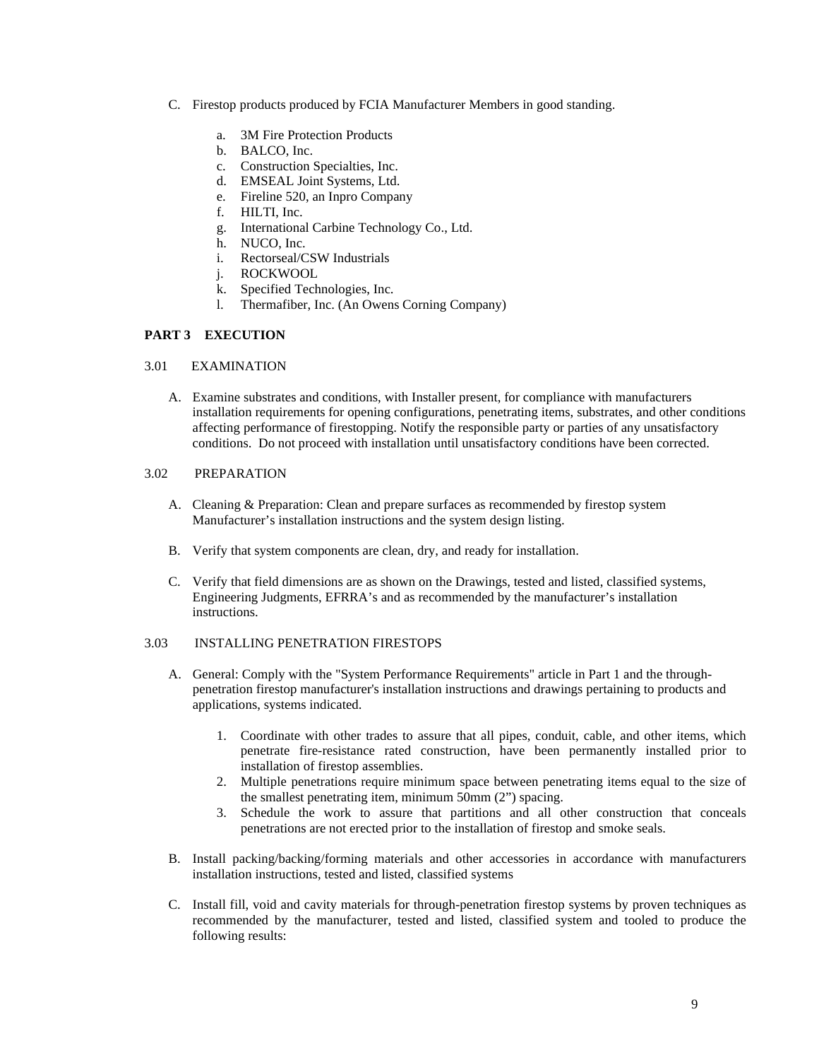C. Firestop products produced by FCIA Manufacturer Members in good standing.

   a. 3M Fire Protection Products
   b. BALCO, Inc.
   c. Construction Specialties, Inc.
   d. EMSEAL Joint Systems, Ltd.
   e. Fireline 520, an Inpro Company
   f. HILTI, Inc.
   g. International Carbine Technology Co., Ltd.
   h. NUCO, Inc.
   i. Rectorseal/CSW Industrials
   j. ROCKWOOL
   k. Specified Technologies, Inc.
   l. Thermafiber, Inc. (An Owens Corning Company)

## PART 3 EXECUTION

### 3.01 EXAMINATION

A. Examine substrates and conditions, with Installer present, for compliance with manufacturers installation requirements for opening configurations, penetrating items, substrates, and other conditions affecting performance of firestopping. Notify the responsible party or parties of any unsatisfactory conditions. Do not proceed with installation until unsatisfactory conditions have been corrected.

### 3.02 PREPARATION

A. Cleaning & Preparation: Clean and prepare surfaces as recommended by firestop system Manufacturer's installation instructions and the system design listing.

B. Verify that system components are clean, dry, and ready for installation.

C. Verify that field dimensions are as shown on the Drawings, tested and listed, classified systems, Engineering Judgments, EFRRA's and as recommended by the manufacturer's installation instructions.

### 3.03 INSTALLING PENETRATION FIRESTOPS

A. General: Comply with the "System Performance Requirements" article in Part 1 and the through-penetration firestop manufacturer's installation instructions and drawings pertaining to products and applications, systems indicated.

   1. Coordinate with other trades to assure that all pipes, conduit, cable, and other items, which penetrate fire-resistance rated construction, have been permanently installed prior to installation of firestop assemblies.
   2. Multiple penetrations require minimum space between penetrating items equal to the size of the smallest penetrating item, minimum 50mm (2") spacing.
   3. Schedule the work to assure that partitions and all other construction that conceals penetrations are not erected prior to the installation of firestop and smoke seals.

B. Install packing/backing/forming materials and other accessories in accordance with manufacturers installation instructions, tested and listed, classified systems

C. Install fill, void and cavity materials for through-penetration firestop systems by proven techniques as recommended by the manufacturer, tested and listed, classified system and tooled to produce the following results: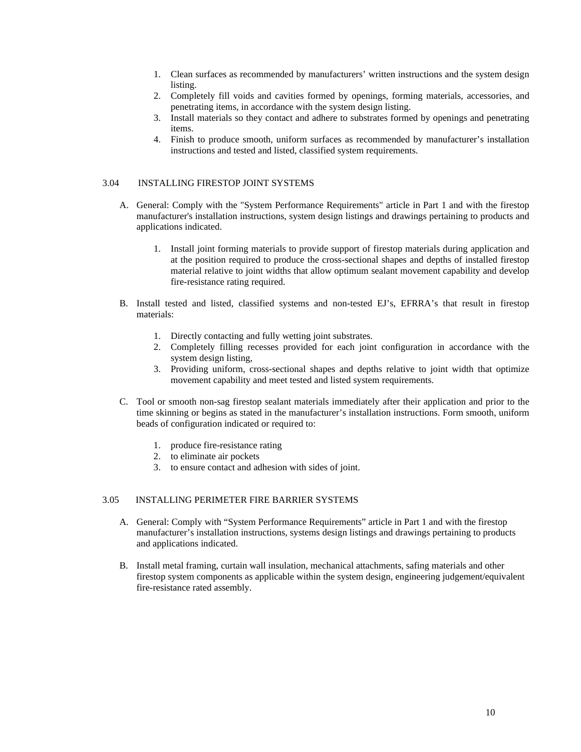1. Clean surfaces as recommended by manufacturers' written instructions and the system design listing.
2. Completely fill voids and cavities formed by openings, forming materials, accessories, and penetrating items, in accordance with the system design listing.
3. Install materials so they contact and adhere to substrates formed by openings and penetrating items.
4. Finish to produce smooth, uniform surfaces as recommended by manufacturer's installation instructions and tested and listed, classified system requirements.

## 3.04 INSTALLING FIRESTOP JOINT SYSTEMS

A. General: Comply with the "System Performance Requirements" article in Part 1 and with the firestop manufacturer's installation instructions, system design listings and drawings pertaining to products and applications indicated.

    1. Install joint forming materials to provide support of firestop materials during application and at the position required to produce the cross-sectional shapes and depths of installed firestop material relative to joint widths that allow optimum sealant movement capability and develop fire-resistance rating required.

B. Install tested and listed, classified systems and non-tested EJ's, EFRRA's that result in firestop materials:

    1. Directly contacting and fully wetting joint substrates.
    2. Completely filling recesses provided for each joint configuration in accordance with the system design listing,
    3. Providing uniform, cross-sectional shapes and depths relative to joint width that optimize movement capability and meet tested and listed system requirements.

C. Tool or smooth non-sag firestop sealant materials immediately after their application and prior to the time skinning or begins as stated in the manufacturer's installation instructions. Form smooth, uniform beads of configuration indicated or required to:

    1. produce fire-resistance rating
    2. to eliminate air pockets
    3. to ensure contact and adhesion with sides of joint.

## 3.05 INSTALLING PERIMETER FIRE BARRIER SYSTEMS

A. General: Comply with "System Performance Requirements" article in Part 1 and with the firestop manufacturer's installation instructions, systems design listings and drawings pertaining to products and applications indicated.

B. Install metal framing, curtain wall insulation, mechanical attachments, safing materials and other firestop system components as applicable within the system design, engineering judgement/equivalent fire-resistance rated assembly.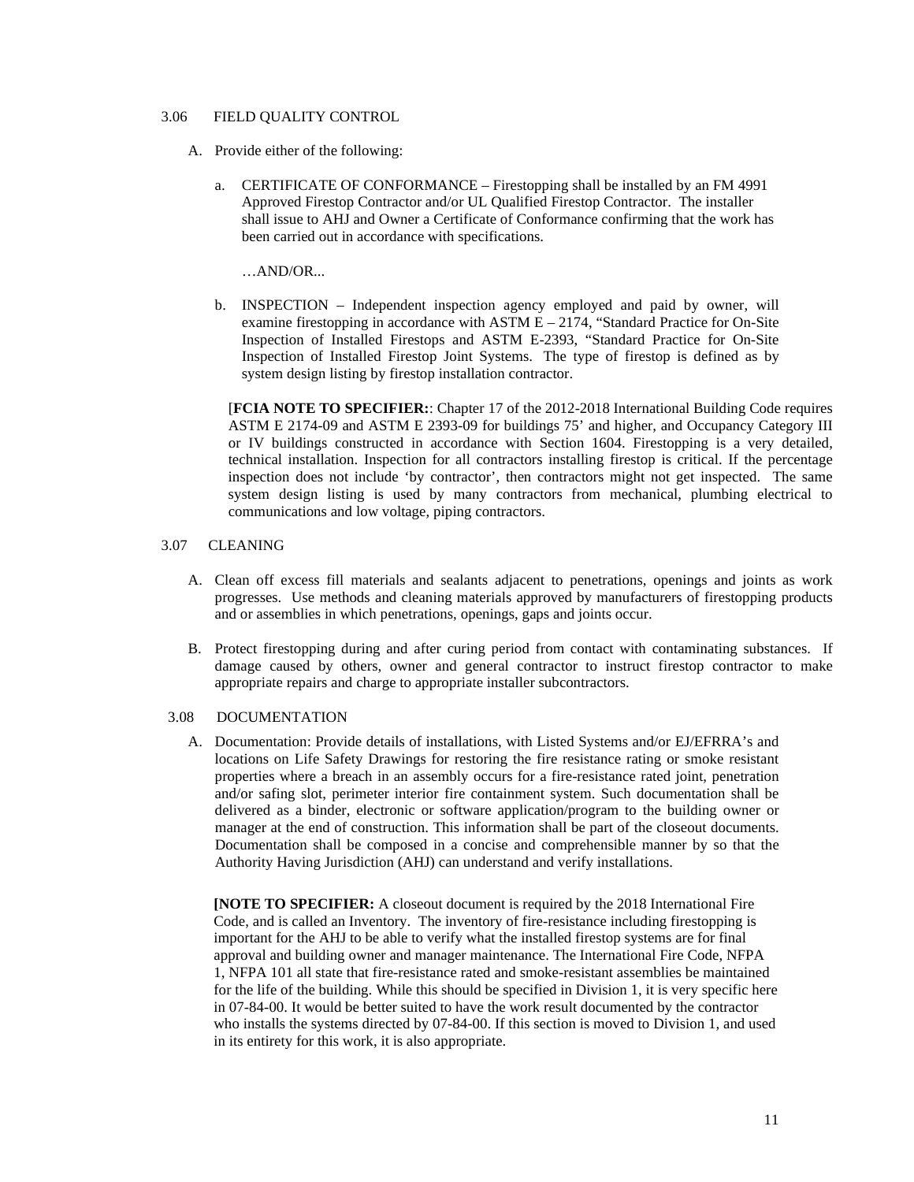3.06 FIELD QUALITY CONTROL

A. Provide either of the following:

a. CERTIFICATE OF CONFORMANCE – Firestopping shall be installed by an FM 4991 Approved Firestop Contractor and/or UL Qualified Firestop Contractor. The installer shall issue to AHJ and Owner a Certificate of Conformance confirming that the work has been carried out in accordance with specifications.

…AND/OR...

b. INSPECTION – Independent inspection agency employed and paid by owner, will examine firestopping in accordance with ASTM E – 2174, "Standard Practice for On-Site Inspection of Installed Firestops and ASTM E-2393, "Standard Practice for On-Site Inspection of Installed Firestop Joint Systems. The type of firestop is defined as by system design listing by firestop installation contractor.

[**FCIA NOTE TO SPECIFIER:**: Chapter 17 of the 2012-2018 International Building Code requires ASTM E 2174-09 and ASTM E 2393-09 for buildings 75' and higher, and Occupancy Category III or IV buildings constructed in accordance with Section 1604. Firestopping is a very detailed, technical installation. Inspection for all contractors installing firestop is critical. If the percentage inspection does not include 'by contractor', then contractors might not get inspected. The same system design listing is used by many contractors from mechanical, plumbing electrical to communications and low voltage, piping contractors.

3.07 CLEANING

A. Clean off excess fill materials and sealants adjacent to penetrations, openings and joints as work progresses. Use methods and cleaning materials approved by manufacturers of firestopping products and or assemblies in which penetrations, openings, gaps and joints occur.

B. Protect firestopping during and after curing period from contact with contaminating substances. If damage caused by others, owner and general contractor to instruct firestop contractor to make appropriate repairs and charge to appropriate installer subcontractors.

3.08 DOCUMENTATION

A. Documentation: Provide details of installations, with Listed Systems and/or EJ/EFRRA's and locations on Life Safety Drawings for restoring the fire resistance rating or smoke resistant properties where a breach in an assembly occurs for a fire-resistance rated joint, penetration and/or safing slot, perimeter interior fire containment system. Such documentation shall be delivered as a binder, electronic or software application/program to the building owner or manager at the end of construction. This information shall be part of the closeout documents. Documentation shall be composed in a concise and comprehensible manner by so that the Authority Having Jurisdiction (AHJ) can understand and verify installations.

**[NOTE TO SPECIFIER:** A closeout document is required by the 2018 International Fire Code, and is called an Inventory. The inventory of fire-resistance including firestopping is important for the AHJ to be able to verify what the installed firestop systems are for final approval and building owner and manager maintenance. The International Fire Code, NFPA 1, NFPA 101 all state that fire-resistance rated and smoke-resistant assemblies be maintained for the life of the building. While this should be specified in Division 1, it is very specific here in 07-84-00. It would be better suited to have the work result documented by the contractor who installs the systems directed by 07-84-00. If this section is moved to Division 1, and used in its entirety for this work, it is also appropriate.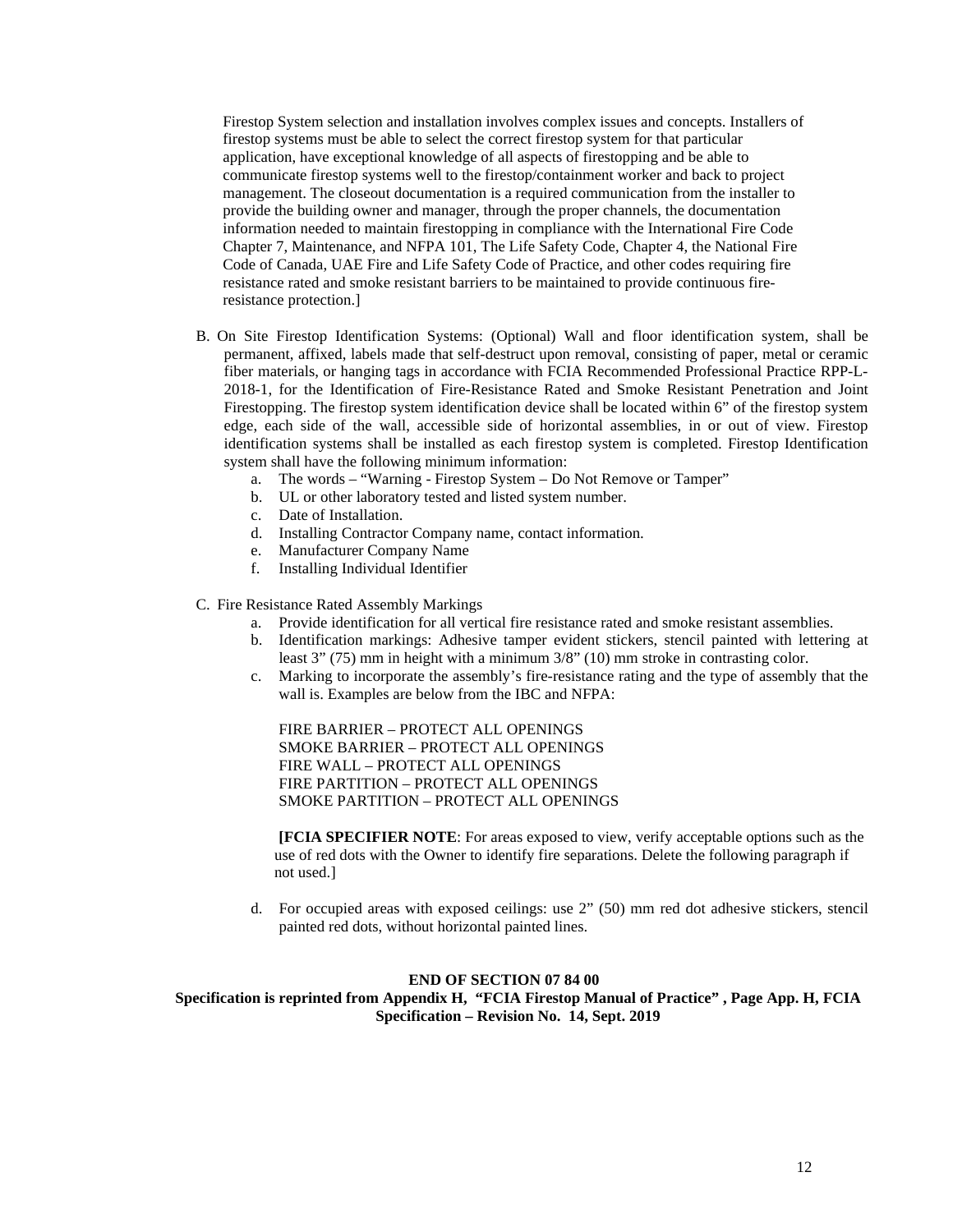Firestop System selection and installation involves complex issues and concepts. Installers of firestop systems must be able to select the correct firestop system for that particular application, have exceptional knowledge of all aspects of firestopping and be able to communicate firestop systems well to the firestop/containment worker and back to project management. The closeout documentation is a required communication from the installer to provide the building owner and manager, through the proper channels, the documentation information needed to maintain firestopping in compliance with the International Fire Code Chapter 7, Maintenance, and NFPA 101, The Life Safety Code, Chapter 4, the National Fire Code of Canada, UAE Fire and Life Safety Code of Practice, and other codes requiring fire resistance rated and smoke resistant barriers to be maintained to provide continuous fire-resistance protection.]

B. On Site Firestop Identification Systems: (Optional) Wall and floor identification system, shall be permanent, affixed, labels made that self-destruct upon removal, consisting of paper, metal or ceramic fiber materials, or hanging tags in accordance with FCIA Recommended Professional Practice RPP-L-2018-1, for the Identification of Fire-Resistance Rated and Smoke Resistant Penetration and Joint Firestopping. The firestop system identification device shall be located within 6" of the firestop system edge, each side of the wall, accessible side of horizontal assemblies, in or out of view. Firestop identification systems shall be installed as each firestop system is completed. Firestop Identification system shall have the following minimum information:

   a. The words – "Warning - Firestop System – Do Not Remove or Tamper"
   b. UL or other laboratory tested and listed system number.
   c. Date of Installation.
   d. Installing Contractor Company name, contact information.
   e. Manufacturer Company Name
   f. Installing Individual Identifier

C. Fire Resistance Rated Assembly Markings

   a. Provide identification for all vertical fire resistance rated and smoke resistant assemblies.
   b. Identification markings: Adhesive tamper evident stickers, stencil painted with lettering at least 3" (75) mm in height with a minimum 3/8" (10) mm stroke in contrasting color.
   c. Marking to incorporate the assembly's fire-resistance rating and the type of assembly that the wall is. Examples are below from the IBC and NFPA:

      FIRE BARRIER – PROTECT ALL OPENINGS
      SMOKE BARRIER – PROTECT ALL OPENINGS
      FIRE WALL – PROTECT ALL OPENINGS
      FIRE PARTITION – PROTECT ALL OPENINGS
      SMOKE PARTITION – PROTECT ALL OPENINGS

      **[FCIA SPECIFIER NOTE**: For areas exposed to view, verify acceptable options such as the use of red dots with the Owner to identify fire separations. Delete the following paragraph if not used.]

   d. For occupied areas with exposed ceilings: use 2" (50) mm red dot adhesive stickers, stencil painted red dots, without horizontal painted lines.

**END OF SECTION 07 84 00**

**Specification is reprinted from Appendix H, "FCIA Firestop Manual of Practice" , Page App. H, FCIA Specification – Revision No. 14, Sept. 2019**